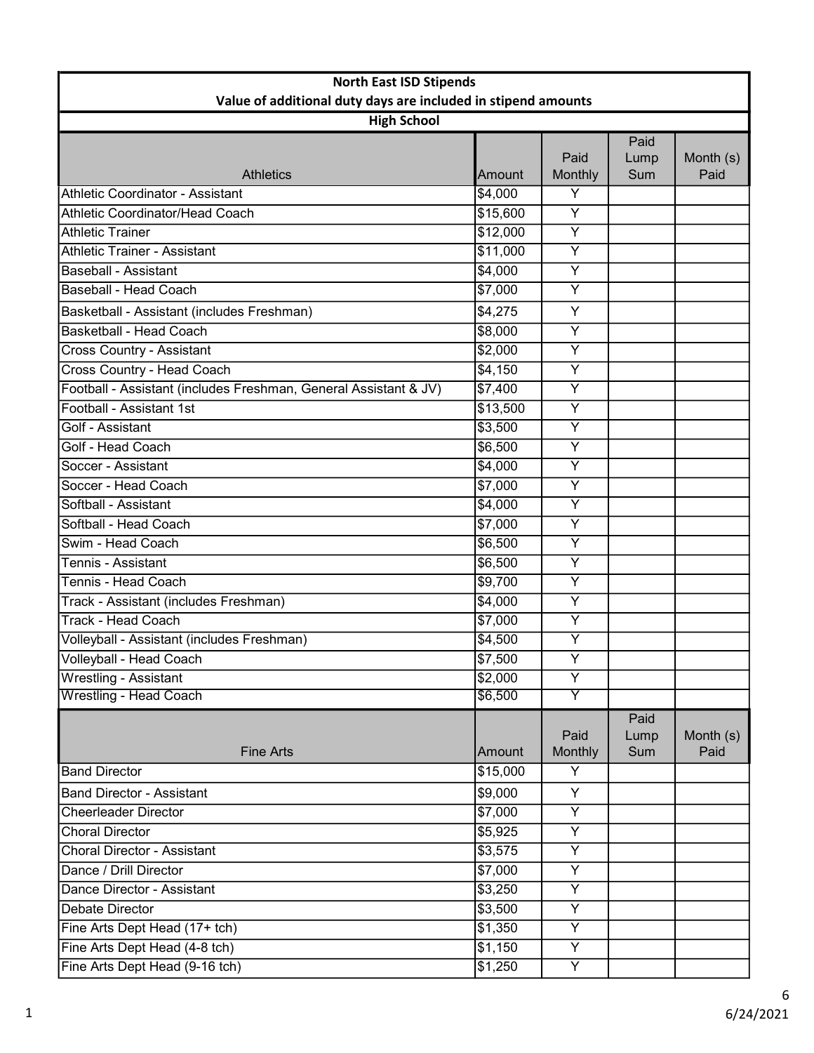**North East ISD Stipends**

**Value of additional duty days are included in stipend amounts**

**High School**

| Athletics | Amount | Paid Monthly | Paid Lump Sum | Month (s) Paid |
|---|---|---|---|---|
| Athletic Coordinator - Assistant | $4,000 | Y | | |
| Athletic Coordinator/Head Coach | $15,600 | Y | | |
| Athletic Trainer | $12,000 | Y | | |
| Athletic Trainer - Assistant | $11,000 | Y | | |
| Baseball - Assistant | $4,000 | Y | | |
| Baseball - Head Coach | $7,000 | Y | | |
| Basketball - Assistant (includes Freshman) | $4,275 | Y | | |
| Basketball - Head Coach | $8,000 | Y | | |
| Cross Country - Assistant | $2,000 | Y | | |
| Cross Country - Head Coach | $4,150 | Y | | |
| Football - Assistant (includes Freshman, General Assistant & JV) | $7,400 | Y | | |
| Football - Assistant 1st | $13,500 | Y | | |
| Golf - Assistant | $3,500 | Y | | |
| Golf - Head Coach | $6,500 | Y | | |
| Soccer - Assistant | $4,000 | Y | | |
| Soccer - Head Coach | $7,000 | Y | | |
| Softball - Assistant | $4,000 | Y | | |
| Softball - Head Coach | $7,000 | Y | | |
| Swim - Head Coach | $6,500 | Y | | |
| Tennis - Assistant | $6,500 | Y | | |
| Tennis - Head Coach | $9,700 | Y | | |
| Track - Assistant (includes Freshman) | $4,000 | Y | | |
| Track - Head Coach | $7,000 | Y | | |
| Volleyball - Assistant (includes Freshman) | $4,500 | Y | | |
| Volleyball - Head Coach | $7,500 | Y | | |
| Wrestling - Assistant | $2,000 | Y | | |
| Wrestling - Head Coach | $6,500 | Y | | |

| Fine Arts | Amount | Paid Monthly | Paid Lump Sum | Month (s) Paid |
|---|---|---|---|---|
| Band Director | $15,000 | Y | | |
| Band Director - Assistant | $9,000 | Y | | |
| Cheerleader Director | $7,000 | Y | | |
| Choral Director | $5,925 | Y | | |
| Choral Director - Assistant | $3,575 | Y | | |
| Dance / Drill Director | $7,000 | Y | | |
| Dance Director - Assistant | $3,250 | Y | | |
| Debate Director | $3,500 | Y | | |
| Fine Arts Dept Head (17+ tch) | $1,350 | Y | | |
| Fine Arts Dept Head (4-8 tch) | $1,150 | Y | | |
| Fine Arts Dept Head (9-16 tch) | $1,250 | Y | | |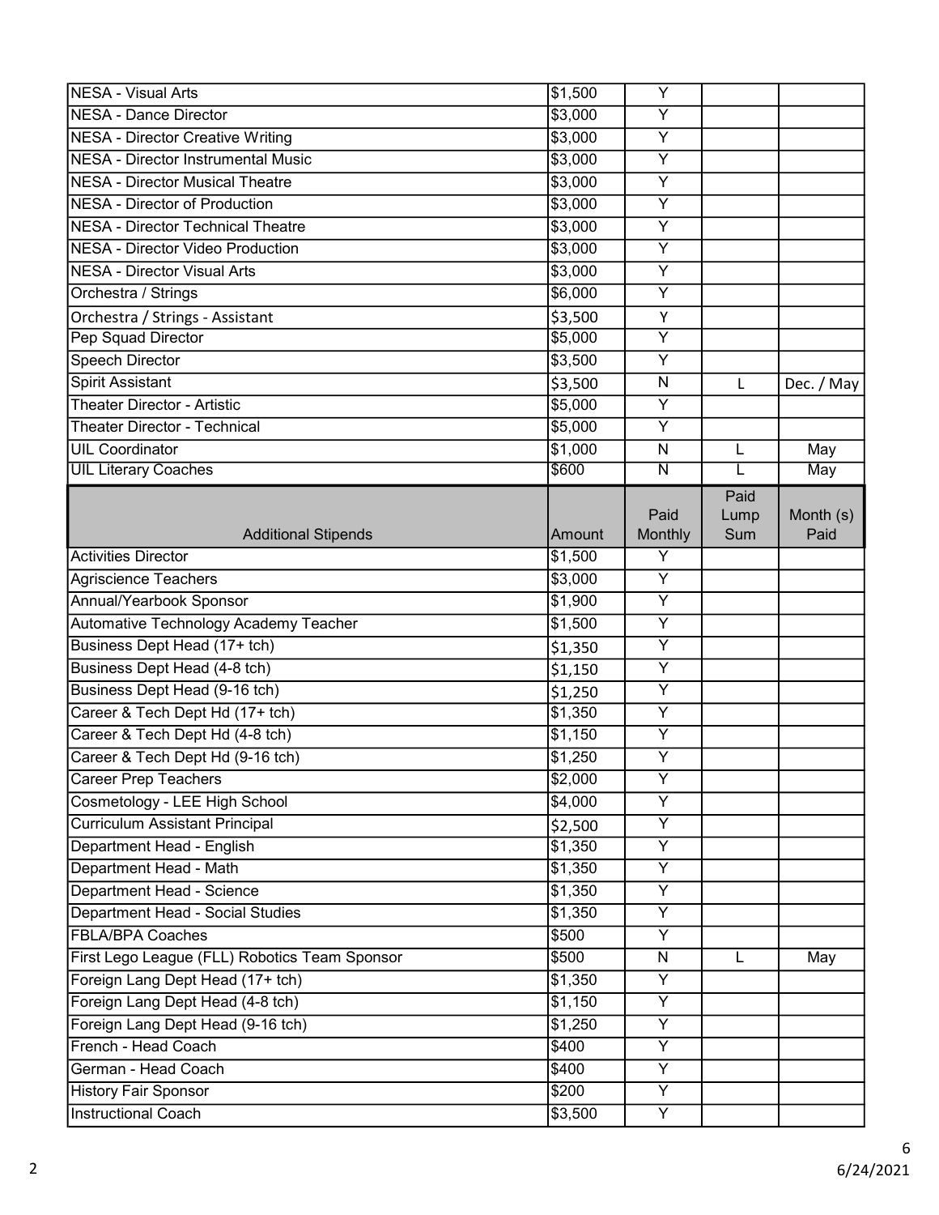| | | | | |
|---|---|---|---|---|
| NESA - Visual Arts | $1,500 | Y | | |
| NESA - Dance Director | $3,000 | Y | | |
| NESA - Director Creative Writing | $3,000 | Y | | |
| NESA - Director Instrumental Music | $3,000 | Y | | |
| NESA - Director Musical Theatre | $3,000 | Y | | |
| NESA - Director of Production | $3,000 | Y | | |
| NESA - Director Technical Theatre | $3,000 | Y | | |
| NESA - Director Video Production | $3,000 | Y | | |
| NESA - Director Visual Arts | $3,000 | Y | | |
| Orchestra / Strings | $6,000 | Y | | |
| Orchestra / Strings - Assistant | $3,500 | Y | | |
| Pep Squad Director | $5,000 | Y | | |
| Speech Director | $3,500 | Y | | |
| Spirit Assistant | $3,500 | N | L | Dec. / May |
| Theater Director - Artistic | $5,000 | Y | | |
| Theater Director - Technical | $5,000 | Y | | |
| UIL Coordinator | $1,000 | N | L | May |
| UIL Literary Coaches | $600 | N | L | May |

| Additional Stipends | Amount | Paid Monthly | Paid Lump Sum | Month (s) Paid |
|---|---|---|---|---|
| Activities Director | $1,500 | Y | | |
| Agriscience Teachers | $3,000 | Y | | |
| Annual/Yearbook Sponsor | $1,900 | Y | | |
| Automative Technology Academy Teacher | $1,500 | Y | | |
| Business Dept Head (17+ tch) | $1,350 | Y | | |
| Business Dept Head (4-8 tch) | $1,150 | Y | | |
| Business Dept Head (9-16 tch) | $1,250 | Y | | |
| Career & Tech Dept Hd (17+ tch) | $1,350 | Y | | |
| Career & Tech Dept Hd (4-8 tch) | $1,150 | Y | | |
| Career & Tech Dept Hd (9-16 tch) | $1,250 | Y | | |
| Career Prep Teachers | $2,000 | Y | | |
| Cosmetology - LEE High School | $4,000 | Y | | |
| Curriculum Assistant Principal | $2,500 | Y | | |
| Department Head - English | $1,350 | Y | | |
| Department Head - Math | $1,350 | Y | | |
| Department Head - Science | $1,350 | Y | | |
| Department Head - Social Studies | $1,350 | Y | | |
| FBLA/BPA Coaches | $500 | Y | | |
| First Lego League (FLL) Robotics Team Sponsor | $500 | N | L | May |
| Foreign Lang Dept Head (17+ tch) | $1,350 | Y | | |
| Foreign Lang Dept Head (4-8 tch) | $1,150 | Y | | |
| Foreign Lang Dept Head (9-16 tch) | $1,250 | Y | | |
| French - Head Coach | $400 | Y | | |
| German - Head Coach | $400 | Y | | |
| History Fair Sponsor | $200 | Y | | |
| Instructional Coach | $3,500 | Y | | |

6/24/2021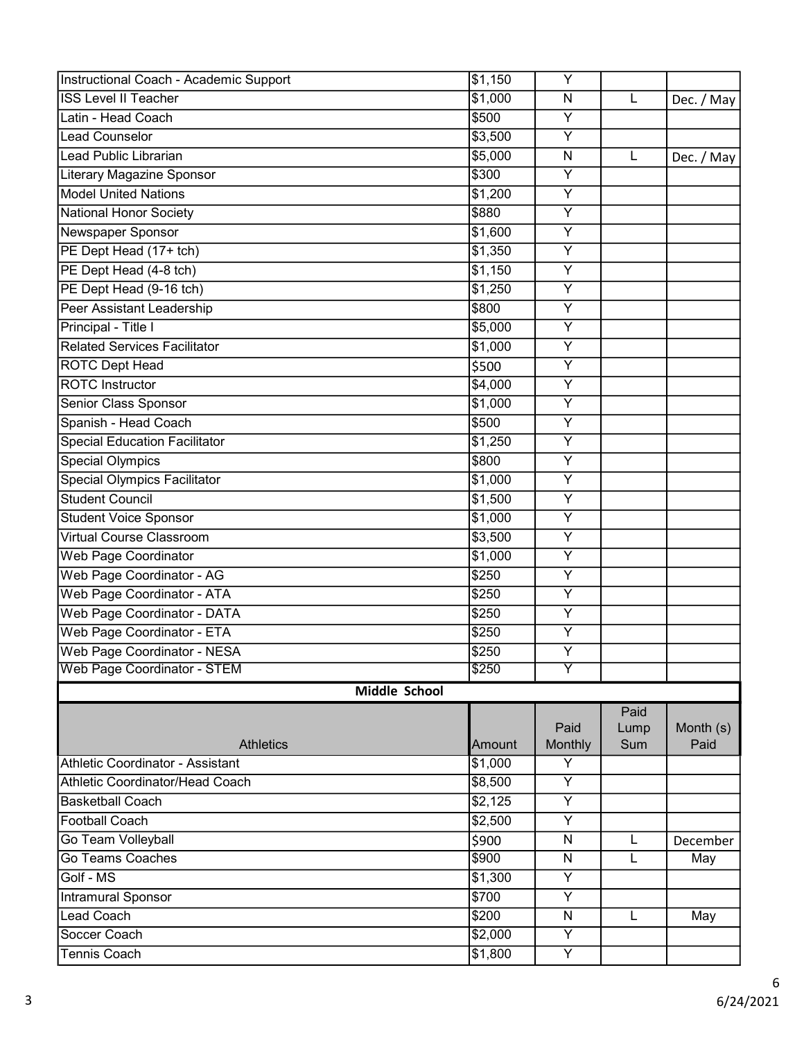| | | | | |
|---|---|---|---|---|
| Instructional Coach - Academic Support | $1,150 | Y | | |
| ISS Level II Teacher | $1,000 | N | L | Dec. / May |
| Latin - Head Coach | $500 | Y | | |
| Lead Counselor | $3,500 | Y | | |
| Lead Public Librarian | $5,000 | N | L | Dec. / May |
| Literary Magazine Sponsor | $300 | Y | | |
| Model United Nations | $1,200 | Y | | |
| National Honor Society | $880 | Y | | |
| Newspaper Sponsor | $1,600 | Y | | |
| PE Dept Head (17+ tch) | $1,350 | Y | | |
| PE Dept Head (4-8 tch) | $1,150 | Y | | |
| PE Dept Head (9-16 tch) | $1,250 | Y | | |
| Peer Assistant Leadership | $800 | Y | | |
| Principal - Title I | $5,000 | Y | | |
| Related Services Facilitator | $1,000 | Y | | |
| ROTC Dept Head | $500 | Y | | |
| ROTC Instructor | $4,000 | Y | | |
| Senior Class Sponsor | $1,000 | Y | | |
| Spanish - Head Coach | $500 | Y | | |
| Special Education Facilitator | $1,250 | Y | | |
| Special Olympics | $800 | Y | | |
| Special Olympics Facilitator | $1,000 | Y | | |
| Student Council | $1,500 | Y | | |
| Student Voice Sponsor | $1,000 | Y | | |
| Virtual Course Classroom | $3,500 | Y | | |
| Web Page Coordinator | $1,000 | Y | | |
| Web Page Coordinator - AG | $250 | Y | | |
| Web Page Coordinator - ATA | $250 | Y | | |
| Web Page Coordinator - DATA | $250 | Y | | |
| Web Page Coordinator - ETA | $250 | Y | | |
| Web Page Coordinator - NESA | $250 | Y | | |
| Web Page Coordinator - STEM | $250 | Y | | |

## Middle School

| Athletics | Amount | Paid Monthly | Paid Lump Sum | Month (s) Paid |
|---|---|---|---|---|
| Athletic Coordinator - Assistant | $1,000 | Y | | |
| Athletic Coordinator/Head Coach | $8,500 | Y | | |
| Basketball Coach | $2,125 | Y | | |
| Football Coach | $2,500 | Y | | |
| Go Team Volleyball | $900 | N | L | December |
| Go Teams Coaches | $900 | N | L | May |
| Golf - MS | $1,300 | Y | | |
| Intramural Sponsor | $700 | Y | | |
| Lead Coach | $200 | N | L | May |
| Soccer Coach | $2,000 | Y | | |
| Tennis Coach | $1,800 | Y | | |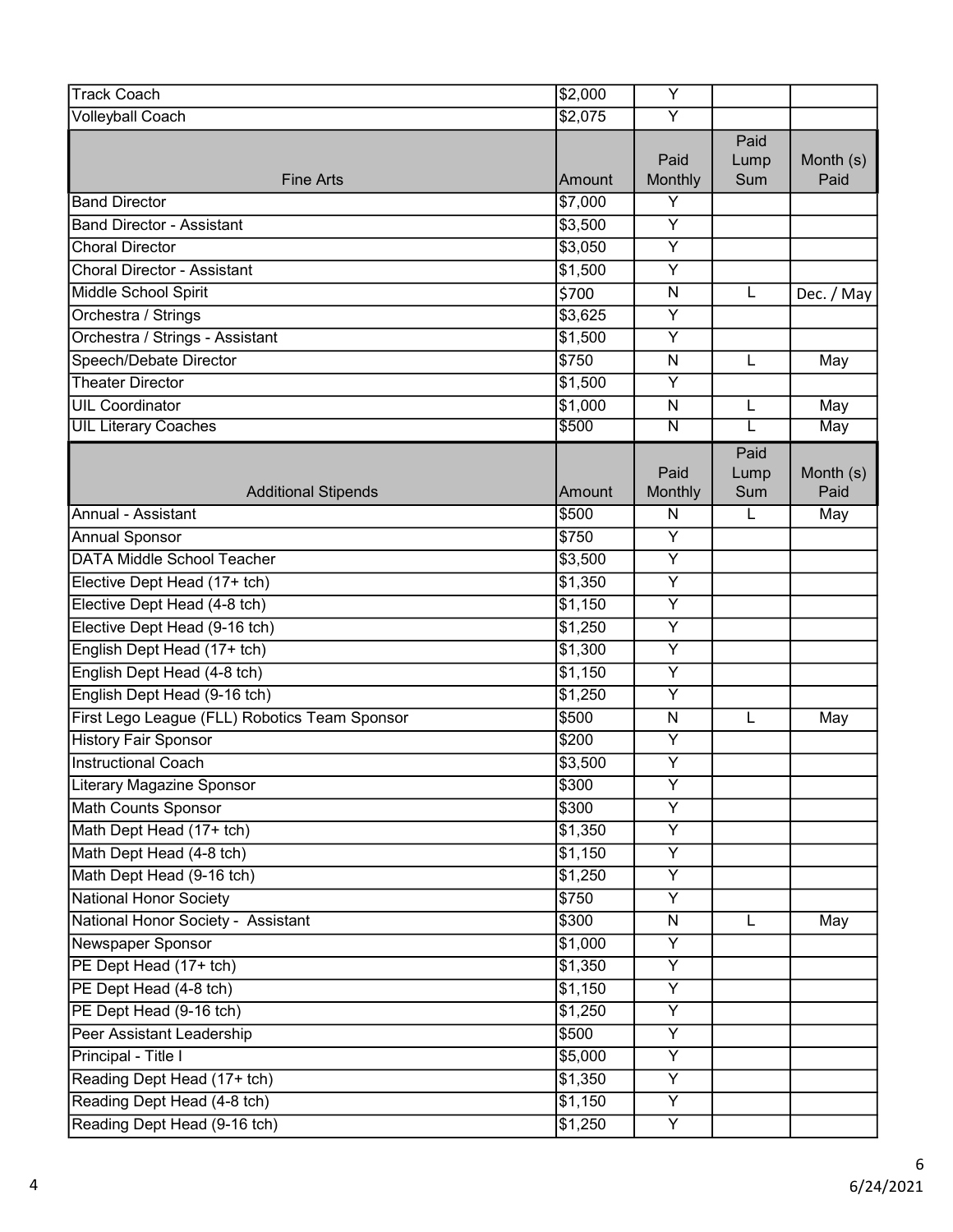| Track Coach | $2,000 | Y | | |
|---|---|---|---|---|
| Volleyball Coach | $2,075 | Y | | |

| Fine Arts | Amount | Paid Monthly | Paid Lump Sum | Month (s) Paid |
|---|---|---|---|---|
| Band Director | $7,000 | Y | | |
| Band Director - Assistant | $3,500 | Y | | |
| Choral Director | $3,050 | Y | | |
| Choral Director - Assistant | $1,500 | Y | | |
| Middle School Spirit | $700 | N | L | Dec. / May |
| Orchestra / Strings | $3,625 | Y | | |
| Orchestra / Strings - Assistant | $1,500 | Y | | |
| Speech/Debate Director | $750 | N | L | May |
| Theater Director | $1,500 | Y | | |
| UIL Coordinator | $1,000 | N | L | May |
| UIL Literary Coaches | $500 | N | L | May |

| Additional Stipends | Amount | Paid Monthly | Paid Lump Sum | Month (s) Paid |
|---|---|---|---|---|
| Annual - Assistant | $500 | N | L | May |
| Annual Sponsor | $750 | Y | | |
| DATA Middle School Teacher | $3,500 | Y | | |
| Elective Dept Head (17+ tch) | $1,350 | Y | | |
| Elective Dept Head (4-8 tch) | $1,150 | Y | | |
| Elective Dept Head (9-16 tch) | $1,250 | Y | | |
| English Dept Head (17+ tch) | $1,300 | Y | | |
| English Dept Head (4-8 tch) | $1,150 | Y | | |
| English Dept Head (9-16 tch) | $1,250 | Y | | |
| First Lego League (FLL) Robotics Team Sponsor | $500 | N | L | May |
| History Fair Sponsor | $200 | Y | | |
| Instructional Coach | $3,500 | Y | | |
| Literary Magazine Sponsor | $300 | Y | | |
| Math Counts Sponsor | $300 | Y | | |
| Math Dept Head (17+ tch) | $1,350 | Y | | |
| Math Dept Head (4-8 tch) | $1,150 | Y | | |
| Math Dept Head (9-16 tch) | $1,250 | Y | | |
| National Honor Society | $750 | Y | | |
| National Honor Society - Assistant | $300 | N | L | May |
| Newspaper Sponsor | $1,000 | Y | | |
| PE Dept Head (17+ tch) | $1,350 | Y | | |
| PE Dept Head (4-8 tch) | $1,150 | Y | | |
| PE Dept Head (9-16 tch) | $1,250 | Y | | |
| Peer Assistant Leadership | $500 | Y | | |
| Principal - Title I | $5,000 | Y | | |
| Reading Dept Head (17+ tch) | $1,350 | Y | | |
| Reading Dept Head (4-8 tch) | $1,150 | Y | | |
| Reading Dept Head (9-16 tch) | $1,250 | Y | | |

6/24/2021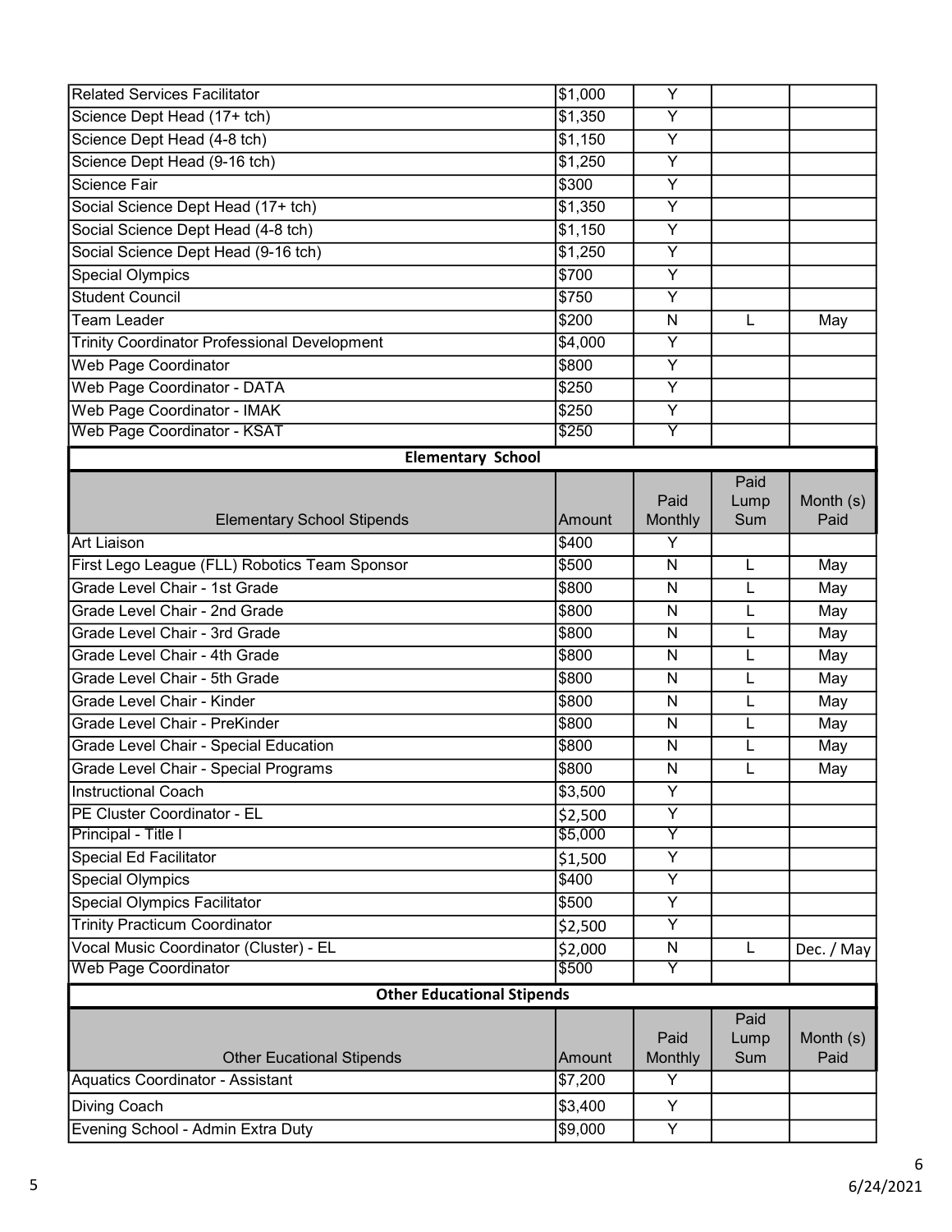| | | | | |
|---|---|---|---|---|
| Related Services Facilitator | $1,000 | Y | | |
| Science Dept Head (17+ tch) | $1,350 | Y | | |
| Science Dept Head (4-8 tch) | $1,150 | Y | | |
| Science Dept Head (9-16 tch) | $1,250 | Y | | |
| Science Fair | $300 | Y | | |
| Social Science Dept Head (17+ tch) | $1,350 | Y | | |
| Social Science Dept Head (4-8 tch) | $1,150 | Y | | |
| Social Science Dept Head (9-16 tch) | $1,250 | Y | | |
| Special Olympics | $700 | Y | | |
| Student Council | $750 | Y | | |
| Team Leader | $200 | N | L | May |
| Trinity Coordinator Professional Development | $4,000 | Y | | |
| Web Page Coordinator | $800 | Y | | |
| Web Page Coordinator - DATA | $250 | Y | | |
| Web Page Coordinator - IMAK | $250 | Y | | |
| Web Page Coordinator - KSAT | $250 | Y | | |

## Elementary School

| Elementary School Stipends | Amount | Paid Monthly | Paid Lump Sum | Month (s) Paid |
|---|---|---|---|---|
| Art Liaison | $400 | Y | | |
| First Lego League (FLL) Robotics Team Sponsor | $500 | N | L | May |
| Grade Level Chair - 1st Grade | $800 | N | L | May |
| Grade Level Chair - 2nd Grade | $800 | N | L | May |
| Grade Level Chair - 3rd Grade | $800 | N | L | May |
| Grade Level Chair - 4th Grade | $800 | N | L | May |
| Grade Level Chair - 5th Grade | $800 | N | L | May |
| Grade Level Chair - Kinder | $800 | N | L | May |
| Grade Level Chair - PreKinder | $800 | N | L | May |
| Grade Level Chair - Special Education | $800 | N | L | May |
| Grade Level Chair - Special Programs | $800 | N | L | May |
| Instructional Coach | $3,500 | Y | | |
| PE Cluster Coordinator - EL | $2,500 | Y | | |
| Principal - Title I | $5,000 | Y | | |
| Special Ed Facilitator | $1,500 | Y | | |
| Special Olympics | $400 | Y | | |
| Special Olympics Facilitator | $500 | Y | | |
| Trinity Practicum Coordinator | $2,500 | Y | | |
| Vocal Music Coordinator (Cluster) - EL | $2,000 | N | L | Dec. / May |
| Web Page Coordinator | $500 | Y | | |

## Other Educational Stipends

| Other Eucational Stipends | Amount | Paid Monthly | Paid Lump Sum | Month (s) Paid |
|---|---|---|---|---|
| Aquatics Coordinator - Assistant | $7,200 | Y | | |
| Diving Coach | $3,400 | Y | | |
| Evening School - Admin Extra Duty | $9,000 | Y | | |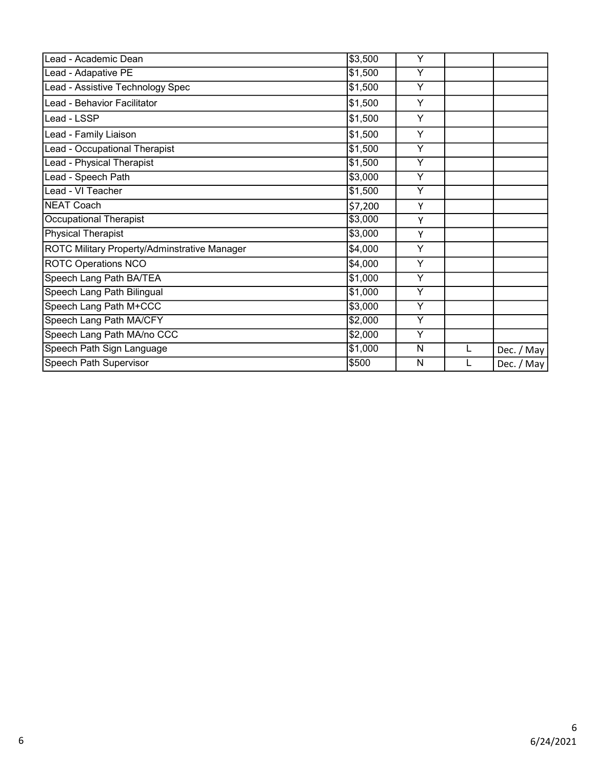| | | | | |
|---|---|---|---|---|
| Lead - Academic Dean | $3,500 | Y | | |
| Lead - Adapative PE | $1,500 | Y | | |
| Lead - Assistive Technology Spec | $1,500 | Y | | |
| Lead - Behavior Facilitator | $1,500 | Y | | |
| Lead - LSSP | $1,500 | Y | | |
| Lead - Family Liaison | $1,500 | Y | | |
| Lead - Occupational Therapist | $1,500 | Y | | |
| Lead - Physical Therapist | $1,500 | Y | | |
| Lead - Speech Path | $3,000 | Y | | |
| Lead - VI Teacher | $1,500 | Y | | |
| NEAT Coach | $7,200 | Y | | |
| Occupational Therapist | $3,000 | Y | | |
| Physical Therapist | $3,000 | Y | | |
| ROTC Military Property/Adminstrative Manager | $4,000 | Y | | |
| ROTC Operations NCO | $4,000 | Y | | |
| Speech Lang Path BA/TEA | $1,000 | Y | | |
| Speech Lang Path Bilingual | $1,000 | Y | | |
| Speech Lang Path M+CCC | $3,000 | Y | | |
| Speech Lang Path MA/CFY | $2,000 | Y | | |
| Speech Lang Path MA/no CCC | $2,000 | Y | | |
| Speech Path Sign Language | $1,000 | N | L | Dec. / May |
| Speech Path Supervisor | $500 | N | L | Dec. / May |